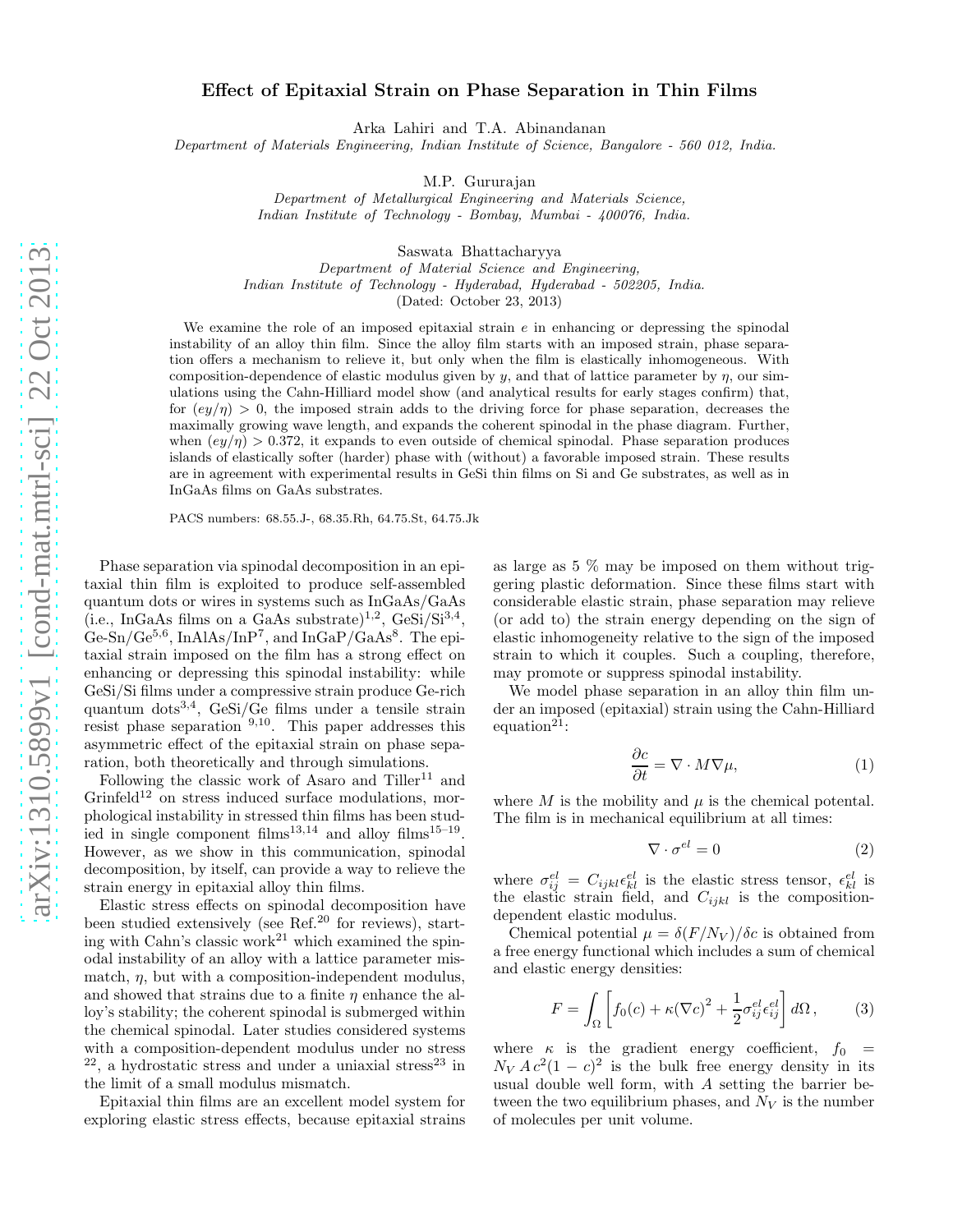# Effect of Epitaxial Strain on Phase Separation in Thin Films

Arka Lahiri and T.A. Abinandanan

*Department of Materials Engineering, Indian Institute of Science, Bangalore - 560 012, India.*

M.P. Gururajan

*Department of Metallurgical Engineering and Materials Science, Indian Institute of Technology - Bombay, Mumbai - 400076, India.*

Saswata Bhattacharyya

*Department of Material Science and Engineering, Indian Institute of Technology - Hyderabad, Hyderabad - 502205, India.*

(Dated: October 23, 2013)

We examine the role of an imposed epitaxial strain $e$ in enhancing or depressing the spinodal instability of an alloy thin film. Since the alloy film starts with an imposed strain, phase separation offers a mechanism to relieve it, but only when the film is elastically inhomogeneous. With composition-dependence of elastic modulus given by $y$, and that of lattice parameter by $\eta$, our simulations using the Cahn-Hilliard model show (and analytical results for early stages confirm) that, for $(ey/\eta) > 0$, the imposed strain adds to the driving force for phase separation, decreases the maximally growing wave length, and expands the coherent spinodal in the phase diagram. Further, when $(ey/\eta) > 0.372$, it expands to even outside of chemical spinodal. Phase separation produces islands of elastically softer (harder) phase with (without) a favorable imposed strain. These results are in agreement with experimental results in GeSi thin films on Si and Ge substrates, as well as in InGaAs films on GaAs substrates.

PACS numbers: 68.55.J-, 68.35.Rh, 64.75.St, 64.75.Jk

Phase separation via spinodal decomposition in an epitaxial thin film is exploited to produce self-assembled quantum dots or wires in systems such as InGaAs/GaAs (i.e., InGaAs films on a GaAs substrate)[1,2], GeSi/Si[3,4], Ge-Sn/Ge[5,6], InAlAs/InP[7], and InGaP/GaAs[8]. The epitaxial strain imposed on the film has a strong effect on enhancing or depressing this spinodal instability: while GeSi/Si films under a compressive strain produce Ge-rich quantum dots[3,4], GeSi/Ge films under a tensile strain resist phase separation [9,10]. This paper addresses this asymmetric effect of the epitaxial strain on phase separation, both theoretically and through simulations.

Following the classic work of Asaro and Tiller[11] and Grinfeld[12] on stress induced surface modulations, morphological instability in stressed thin films has been studied in single component films[13,14] and alloy films[15–19]. However, as we show in this communication, spinodal decomposition, by itself, can provide a way to relieve the strain energy in epitaxial alloy thin films.

Elastic stress effects on spinodal decomposition have been studied extensively (see Ref.[20] for reviews), starting with Cahn's classic work[21] which examined the spinodal instability of an alloy with a lattice parameter mismatch, $\eta$, but with a composition-independent modulus, and showed that strains due to a finite $\eta$ enhance the alloy's stability; the coherent spinodal is submerged within the chemical spinodal. Later studies considered systems with a composition-dependent modulus under no stress [22], a hydrostatic stress and under a uniaxial stress[23] in the limit of a small modulus mismatch.

Epitaxial thin films are an excellent model system for exploring elastic stress effects, because epitaxial strains as large as 5 % may be imposed on them without triggering plastic deformation. Since these films start with considerable elastic strain, phase separation may relieve (or add to) the strain energy depending on the sign of elastic inhomogeneity relative to the sign of the imposed strain to which it couples. Such a coupling, therefore, may promote or suppress spinodal instability.

We model phase separation in an alloy thin film under an imposed (epitaxial) strain using the Cahn-Hilliard equation[21]:

$$\frac{\partial c}{\partial t} = \nabla \cdot M \nabla \mu, \tag{1}$$

where $M$ is the mobility and $\mu$ is the chemical potental. The film is in mechanical equilibrium at all times:

$$\nabla \cdot \sigma^{el} = 0 \tag{2}$$

where $\sigma^{el}_{ij} = C_{ijkl}\epsilon^{el}_{kl}$ is the elastic stress tensor, $\epsilon^{el}_{kl}$ is the elastic strain field, and $C_{ijkl}$ is the composition-dependent elastic modulus.

Chemical potential $\mu = \delta(F/N_V)/\delta c$ is obtained from a free energy functional which includes a sum of chemical and elastic energy densities:

$$F = \int_{\Omega} \left[ f_0(c) + \kappa (\nabla c)^2 + \frac{1}{2}\sigma^{el}_{ij}\epsilon^{el}_{ij} \right] d\Omega \,, \tag{3}$$

where $\kappa$ is the gradient energy coefficient, $f_0 = N_V\, A\, c^2(1-c)^2$ is the bulk free energy density in its usual double well form, with $A$ setting the barrier between the two equilibrium phases, and $N_V$ is the number of molecules per unit volume.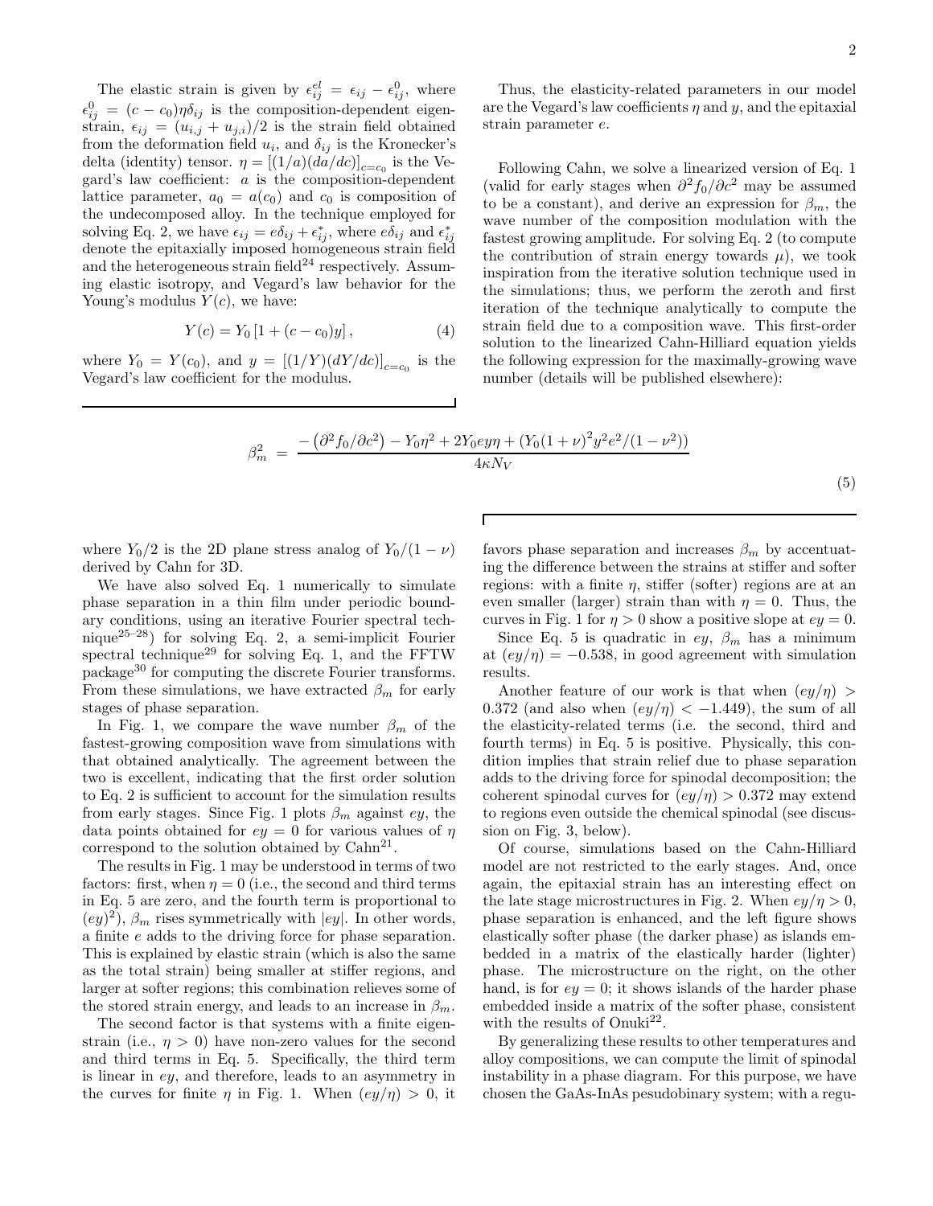The elastic strain is given by $\epsilon_{ij}^{el} = \epsilon_{ij} - \epsilon_{ij}^{0}$, where $\epsilon_{ij}^{0} = (c - c_0)\eta\delta_{ij}$ is the composition-dependent eigenstrain, $\epsilon_{ij} = (u_{i,j} + u_{j,i})/2$ is the strain field obtained from the deformation field $u_i$, and $\delta_{ij}$ is the Kronecker's delta (identity) tensor. $\eta = [(1/a)(da/dc)]_{c=c_0}$ is the Vegard's law coefficient: $a$ is the composition-dependent lattice parameter, $a_0 = a(c_0)$ and $c_0$ is composition of the undecomposed alloy. In the technique employed for solving Eq. 2, we have $\epsilon_{ij} = e\delta_{ij} + \epsilon_{ij}^{*}$, where $e\delta_{ij}$ and $\epsilon_{ij}^{*}$ denote the epitaxially imposed homogeneous strain field and the heterogeneous strain field[24] respectively. Assuming elastic isotropy, and Vegard's law behavior for the Young's modulus $Y(c)$, we have:

$$Y(c) = Y_0 \left[1 + (c - c_0)y\right], \tag{4}$$

where $Y_0 = Y(c_0)$, and $y = [(1/Y)(dY/dc)]_{c=c_0}$ is the Vegard's law coefficient for the modulus.

Thus, the elasticity-related parameters in our model are the Vegard's law coefficients $\eta$ and $y$, and the epitaxial strain parameter $e$.

Following Cahn, we solve a linearized version of Eq. 1 (valid for early stages when $\partial^2 f_0/\partial c^2$ may be assumed to be a constant), and derive an expression for $\beta_m$, the wave number of the composition modulation with the fastest growing amplitude. For solving Eq. 2 (to compute the contribution of strain energy towards $\mu$), we took inspiration from the iterative solution technique used in the simulations; thus, we perform the zeroth and first iteration of the technique analytically to compute the strain field due to a composition wave. This first-order solution to the linearized Cahn-Hilliard equation yields the following expression for the maximally-growing wave number (details will be published elsewhere):

$$\beta_m^2 = \frac{-\left(\partial^2 f_0/\partial c^2\right) - Y_0\eta^2 + 2Y_0 e y \eta + \left(Y_0(1+\nu)^2 y^2 e^2/(1-\nu^2)\right)}{4\kappa N_V} \tag{5}$$

where $Y_0/2$ is the 2D plane stress analog of $Y_0/(1-\nu)$ derived by Cahn for 3D.

We have also solved Eq. 1 numerically to simulate phase separation in a thin film under periodic boundary conditions, using an iterative Fourier spectral technique[25–28]) for solving Eq. 2, a semi-implicit Fourier spectral technique[29] for solving Eq. 1, and the FFTW package[30] for computing the discrete Fourier transforms. From these simulations, we have extracted $\beta_m$ for early stages of phase separation.

In Fig. 1, we compare the wave number $\beta_m$ of the fastest-growing composition wave from simulations with that obtained analytically. The agreement between the two is excellent, indicating that the first order solution to Eq. 2 is sufficient to account for the simulation results from early stages. Since Fig. 1 plots $\beta_m$ against $ey$, the data points obtained for $ey = 0$ for various values of $\eta$ correspond to the solution obtained by Cahn[21].

The results in Fig. 1 may be understood in terms of two factors: first, when $\eta = 0$ (i.e., the second and third terms in Eq. 5 are zero, and the fourth term is proportional to $(ey)^2$), $\beta_m$ rises symmetrically with $|ey|$. In other words, a finite $e$ adds to the driving force for phase separation. This is explained by elastic strain (which is also the same as the total strain) being smaller at stiffer regions, and larger at softer regions; this combination relieves some of the stored strain energy, and leads to an increase in $\beta_m$.

The second factor is that systems with a finite eigenstrain (i.e., $\eta > 0$) have non-zero values for the second and third terms in Eq. 5. Specifically, the third term is linear in $ey$, and therefore, leads to an asymmetry in the curves for finite $\eta$ in Fig. 1. When $(ey/\eta) > 0$, it favors phase separation and increases $\beta_m$ by accentuating the difference between the strains at stiffer and softer regions: with a finite $\eta$, stiffer (softer) regions are at an even smaller (larger) strain than with $\eta = 0$. Thus, the curves in Fig. 1 for $\eta > 0$ show a positive slope at $ey = 0$.

Since Eq. 5 is quadratic in $ey$, $\beta_m$ has a minimum at $(ey/\eta) = -0.538$, in good agreement with simulation results.

Another feature of our work is that when $(ey/\eta) > 0.372$ (and also when $(ey/\eta) < -1.449$), the sum of all the elasticity-related terms (i.e. the second, third and fourth terms) in Eq. 5 is positive. Physically, this condition implies that strain relief due to phase separation adds to the driving force for spinodal decomposition; the coherent spinodal curves for $(ey/\eta) > 0.372$ may extend to regions even outside the chemical spinodal (see discussion on Fig. 3, below).

Of course, simulations based on the Cahn-Hilliard model are not restricted to the early stages. And, once again, the epitaxial strain has an interesting effect on the late stage microstructures in Fig. 2. When $ey/\eta > 0$, phase separation is enhanced, and the left figure shows elastically softer phase (the darker phase) as islands embedded in a matrix of the elastically harder (lighter) phase. The microstructure on the right, on the other hand, is for $ey = 0$; it shows islands of the harder phase embedded inside a matrix of the softer phase, consistent with the results of Onuki[22].

By generalizing these results to other temperatures and alloy compositions, we can compute the limit of spinodal instability in a phase diagram. For this purpose, we have chosen the GaAs-InAs pesudobinary system; with a regu-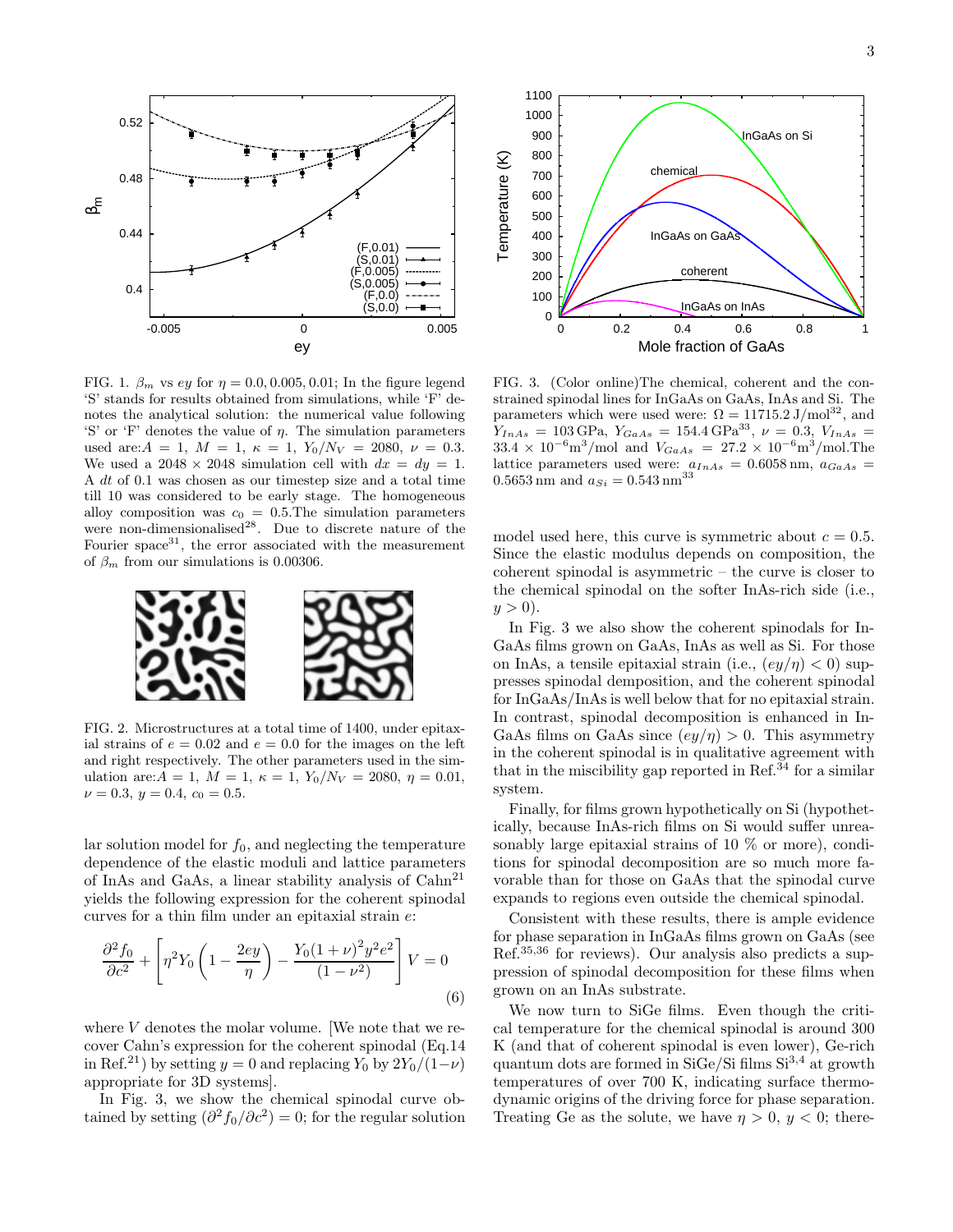FIG. 1. $\beta_m$ vs $ey$ for $\eta = 0.0, 0.005, 0.01$; In the figure legend 'S' stands for results obtained from simulations, while 'F' denotes the analytical solution: the numerical value following 'S' or 'F' denotes the value of $\eta$. The simulation parameters used are: $A = 1$, $M = 1$, $\kappa = 1$, $Y_0/N_V = 2080$, $\nu = 0.3$. We used a $2048 \times 2048$ simulation cell with $dx = dy = 1$. A $dt$ of 0.1 was chosen as our timestep size and a total time till 10 was considered to be early stage. The homogeneous alloy composition was $c_0 = 0.5$.The simulation parameters were non-dimensionalised[28]. Due to discrete nature of the Fourier space[31], the error associated with the measurement of $\beta_m$ from our simulations is 0.00306.

FIG. 2. Microstructures at a total time of 1400, under epitaxial strains of $e = 0.02$ and $e = 0.0$ for the images on the left and right respectively. The other parameters used in the simulation are: $A = 1$, $M = 1$, $\kappa = 1$, $Y_0/N_V = 2080$, $\eta = 0.01$, $\nu = 0.3$, $y = 0.4$, $c_0 = 0.5$.

lar solution model for $f_0$, and neglecting the temperature dependence of the elastic moduli and lattice parameters of InAs and GaAs, a linear stability analysis of Cahn[21] yields the following expression for the coherent spinodal curves for a thin film under an epitaxial strain $e$:

$$\frac{\partial^2 f_0}{\partial c^2} + \left[ \eta^2 Y_0 \left( 1 - \frac{2ey}{\eta} \right) - \frac{Y_0 (1+\nu)^2 y^2 e^2}{(1-\nu^2)} \right] V = 0 \tag{6}$$

where $V$ denotes the molar volume. [We note that we recover Cahn's expression for the coherent spinodal (Eq.14 in Ref.[21]) by setting $y = 0$ and replacing $Y_0$ by $2Y_0/(1-\nu)$ appropriate for 3D systems].

In Fig. 3, we show the chemical spinodal curve obtained by setting $(\partial^2 f_0 / \partial c^2) = 0$; for the regular solution model used here, this curve is symmetric about $c = 0.5$. Since the elastic modulus depends on composition, the coherent spinodal is asymmetric – the curve is closer to the chemical spinodal on the softer InAs-rich side (i.e., $y > 0$).

FIG. 3. (Color online)The chemical, coherent and the constrained spinodal lines for InGaAs on GaAs, InAs and Si. The parameters which were used were: $\Omega = 11715.2$ J/mol[32], and $Y_{InAs} = 103$ GPa, $Y_{GaAs} = 154.4$ GPa[33], $\nu = 0.3$, $V_{InAs} = 33.4 \times 10^{-6}$m$^3$/mol and $V_{GaAs} = 27.2 \times 10^{-6}$m$^3$/mol.The lattice parameters used were: $a_{InAs} = 0.6058$ nm, $a_{GaAs} = 0.5653$ nm and $a_{Si} = 0.543$ nm[33]

In Fig. 3 we also show the coherent spinodals for InGaAs films grown on GaAs, InAs as well as Si. For those on InAs, a tensile epitaxial strain (i.e., $(ey/\eta) < 0$) suppresses spinodal demposition, and the coherent spinodal for InGaAs/InAs is well below that for no epitaxial strain. In contrast, spinodal decomposition is enhanced in InGaAs films on GaAs since $(ey/\eta) > 0$. This asymmetry in the coherent spinodal is in qualitative agreement with that in the miscibility gap reported in Ref.[34] for a similar system.

Finally, for films grown hypothetically on Si (hypothetically, because InAs-rich films on Si would suffer unreasonably large epitaxial strains of 10 % or more), conditions for spinodal decomposition are so much more favorable than for those on GaAs that the spinodal curve expands to regions even outside the chemical spinodal.

Consistent with these results, there is ample evidence for phase separation in InGaAs films grown on GaAs (see Ref.[35,36] for reviews). Our analysis also predicts a suppression of spinodal decomposition for these films when grown on an InAs substrate.

We now turn to SiGe films. Even though the critical temperature for the chemical spinodal is around 300 K (and that of coherent spinodal is even lower), Ge-rich quantum dots are formed in SiGe/Si films Si[3,4] at growth temperatures of over 700 K, indicating surface thermodynamic origins of the driving force for phase separation. Treating Ge as the solute, we have $\eta > 0$, $y < 0$; there-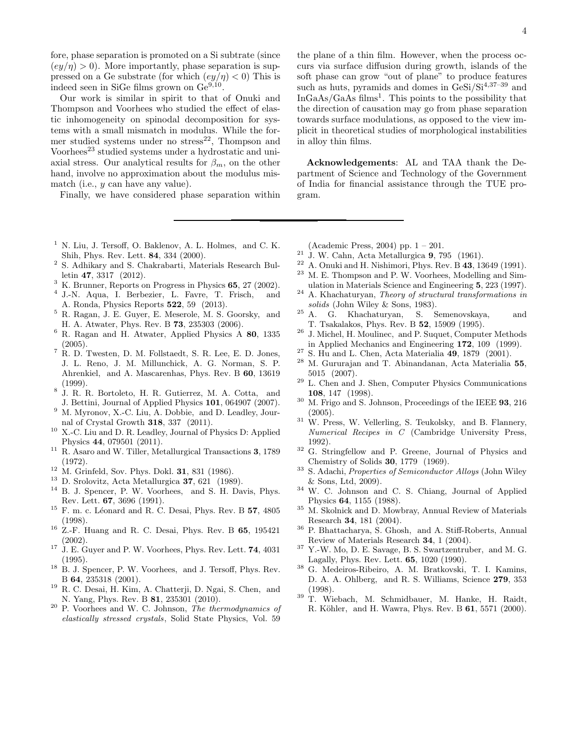fore, phase separation is promoted on a Si subtrate (since $(ey/\eta) > 0$). More importantly, phase separation is suppressed on a Ge substrate (for which $(ey/\eta) < 0$) This is indeed seen in SiGe films grown on Ge[9,10].

Our work is similar in spirit to that of Onuki and Thompson and Voorhees who studied the effect of elastic inhomogeneity on spinodal decomposition for systems with a small mismatch in modulus. While the former studied systems under no stress[22], Thompson and Voorhees[23] studied systems under a hydrostatic and uniaxial stress. Our analytical results for $\beta_m$, on the other hand, involve no approximation about the modulus mismatch (i.e., $y$ can have any value).

Finally, we have considered phase separation within the plane of a thin film. However, when the process occurs via surface diffusion during growth, islands of the soft phase can grow "out of plane" to produce features such as huts, pyramids and domes in GeSi/Si[4,37–39] and InGaAs/GaAs films[1]. This points to the possibility that the direction of causation may go from phase separation towards surface modulations, as opposed to the view implicit in theoretical studies of morphological instabilities in alloy thin films.

**Acknowledgements**: AL and TAA thank the Department of Science and Technology of the Government of India for financial assistance through the TUE program.

---

1. N. Liu, J. Tersoff, O. Baklenov, A. L. Holmes, and C. K. Shih, Phys. Rev. Lett. **84**, 334 (2000).
2. S. Adhikary and S. Chakrabarti, Materials Research Bulletin **47**, 3317 (2012).
3. K. Brunner, Reports on Progress in Physics **65**, 27 (2002).
4. J.-N. Aqua, I. Berbezier, L. Favre, T. Frisch, and A. Ronda, Physics Reports **522**, 59 (2013).
5. R. Ragan, J. E. Guyer, E. Meserole, M. S. Goorsky, and H. A. Atwater, Phys. Rev. B **73**, 235303 (2006).
6. R. Ragan and H. Atwater, Applied Physics A **80**, 1335 (2005).
7. R. D. Twesten, D. M. Follstaedt, S. R. Lee, E. D. Jones, J. L. Reno, J. M. Millunchick, A. G. Norman, S. P. Ahrenkiel, and A. Mascarenhas, Phys. Rev. B **60**, 13619 (1999).
8. J. R. R. Bortoleto, H. R. Gutierrez, M. A. Cotta, and J. Bettini, Journal of Applied Physics **101**, 064907 (2007).
9. M. Myronov, X.-C. Liu, A. Dobbie, and D. Leadley, Journal of Crystal Growth **318**, 337 (2011).
10. X.-C. Liu and D. R. Leadley, Journal of Physics D: Applied Physics **44**, 079501 (2011).
11. R. Asaro and W. Tiller, Metallurgical Transactions **3**, 1789 (1972).
12. M. Grinfeld, Sov. Phys. Dokl. **31**, 831 (1986).
13. D. Srolovitz, Acta Metallurgica **37**, 621 (1989).
14. B. J. Spencer, P. W. Voorhees, and S. H. Davis, Phys. Rev. Lett. **67**, 3696 (1991).
15. F. m. c. Léonard and R. C. Desai, Phys. Rev. B **57**, 4805 (1998).
16. Z.-F. Huang and R. C. Desai, Phys. Rev. B **65**, 195421 (2002).
17. J. E. Guyer and P. W. Voorhees, Phys. Rev. Lett. **74**, 4031 (1995).
18. B. J. Spencer, P. W. Voorhees, and J. Tersoff, Phys. Rev. B **64**, 235318 (2001).
19. R. C. Desai, H. Kim, A. Chatterji, D. Ngai, S. Chen, and N. Yang, Phys. Rev. B **81**, 235301 (2010).
20. P. Voorhees and W. C. Johnson, *The thermodynamics of elastically stressed crystals*, Solid State Physics, Vol. 59 (Academic Press, 2004) pp. 1 – 201.
21. J. W. Cahn, Acta Metallurgica **9**, 795 (1961).
22. A. Onuki and H. Nishimori, Phys. Rev. B **43**, 13649 (1991).
23. M. E. Thompson and P. W. Voorhees, Modelling and Simulation in Materials Science and Engineering **5**, 223 (1997).
24. A. Khachaturyan, *Theory of structural transformations in solids* (John Wiley & Sons, 1983).
25. A. G. Khachaturyan, S. Semenovskaya, and T. Tsakalakos, Phys. Rev. B **52**, 15909 (1995).
26. J. Michel, H. Moulinec, and P. Suquet, Computer Methods in Applied Mechanics and Engineering **172**, 109 (1999).
27. S. Hu and L. Chen, Acta Materialia **49**, 1879 (2001).
28. M. Gururajan and T. Abinandanan, Acta Materialia **55**, 5015 (2007).
29. L. Chen and J. Shen, Computer Physics Communications **108**, 147 (1998).
30. M. Frigo and S. Johnson, Proceedings of the IEEE **93**, 216 (2005).
31. W. Press, W. Vellerling, S. Teukolsky, and B. Flannery, *Numerical Recipes in C* (Cambridge University Press, 1992).
32. G. Stringfellow and P. Greene, Journal of Physics and Chemistry of Solids **30**, 1779 (1969).
33. S. Adachi, *Properties of Semiconductor Alloys* (John Wiley & Sons, Ltd, 2009).
34. W. C. Johnson and C. S. Chiang, Journal of Applied Physics **64**, 1155 (1988).
35. M. Skolnick and D. Mowbray, Annual Review of Materials Research **34**, 181 (2004).
36. P. Bhattacharya, S. Ghosh, and A. Stiff-Roberts, Annual Review of Materials Research **34**, 1 (2004).
37. Y.-W. Mo, D. E. Savage, B. S. Swartzentruber, and M. G. Lagally, Phys. Rev. Lett. **65**, 1020 (1990).
38. G. Medeiros-Ribeiro, A. M. Bratkovski, T. I. Kamins, D. A. A. Ohlberg, and R. S. Williams, Science **279**, 353 (1998).
39. T. Wiebach, M. Schmidbauer, M. Hanke, H. Raidt, R. Köhler, and H. Wawra, Phys. Rev. B **61**, 5571 (2000).